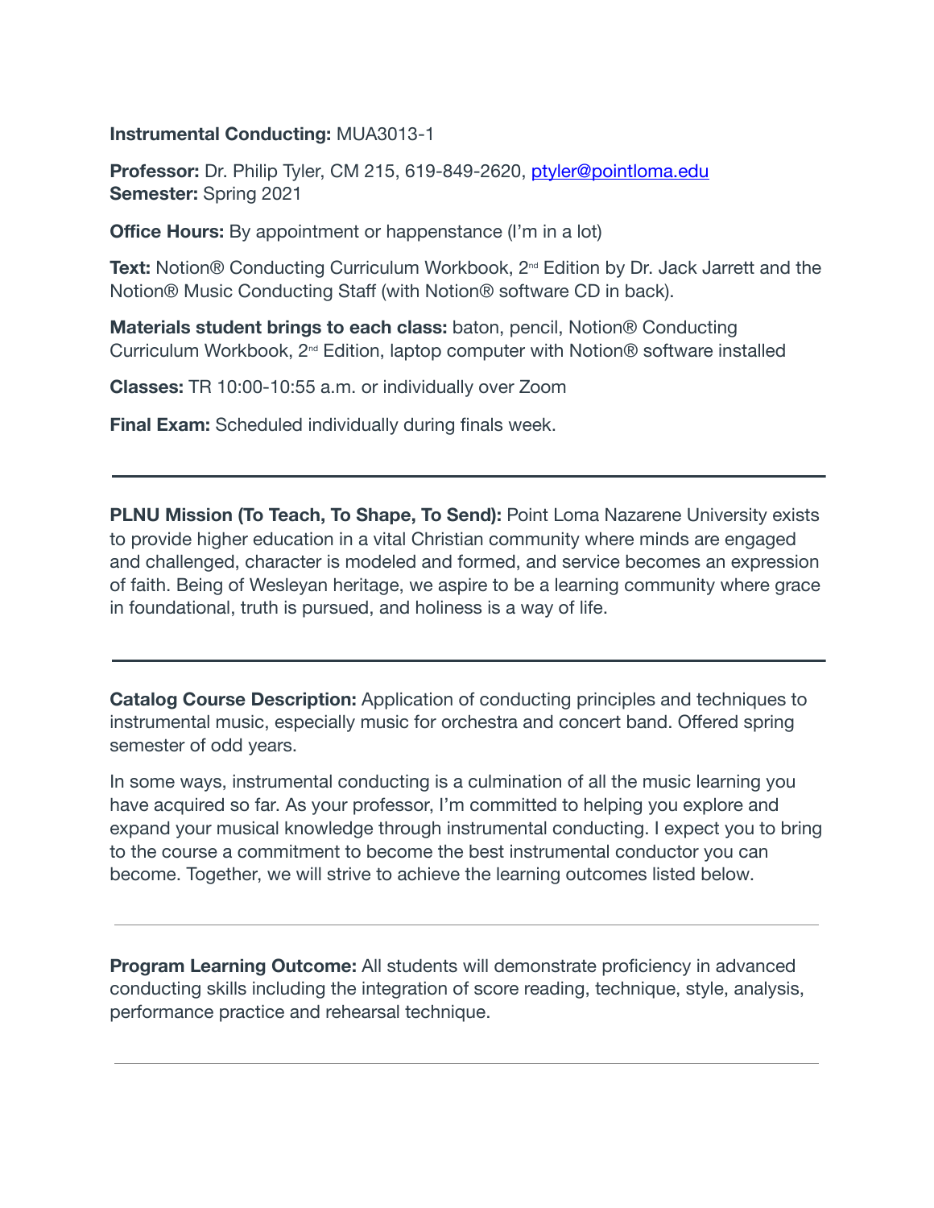**Instrumental Conducting:** MUA3013-1

**Professor:** Dr. Philip Tyler, CM 215, 619-849-2620, ptyler@pointloma.edu
**Semester:** Spring 2021

**Office Hours:** By appointment or happenstance (I'm in a lot)

**Text:** Notion® Conducting Curriculum Workbook, 2nd Edition by Dr. Jack Jarrett and the Notion® Music Conducting Staff (with Notion® software CD in back).

**Materials student brings to each class:** baton, pencil, Notion® Conducting Curriculum Workbook, 2nd Edition, laptop computer with Notion® software installed

**Classes:** TR 10:00-10:55 a.m. or individually over Zoom

**Final Exam:** Scheduled individually during finals week.

---

**PLNU Mission (To Teach, To Shape, To Send):** Point Loma Nazarene University exists to provide higher education in a vital Christian community where minds are engaged and challenged, character is modeled and formed, and service becomes an expression of faith. Being of Wesleyan heritage, we aspire to be a learning community where grace in foundational, truth is pursued, and holiness is a way of life.

---

**Catalog Course Description:** Application of conducting principles and techniques to instrumental music, especially music for orchestra and concert band. Offered spring semester of odd years.

In some ways, instrumental conducting is a culmination of all the music learning you have acquired so far. As your professor, I'm committed to helping you explore and expand your musical knowledge through instrumental conducting. I expect you to bring to the course a commitment to become the best instrumental conductor you can become. Together, we will strive to achieve the learning outcomes listed below.

---

**Program Learning Outcome:** All students will demonstrate proficiency in advanced conducting skills including the integration of score reading, technique, style, analysis, performance practice and rehearsal technique.

---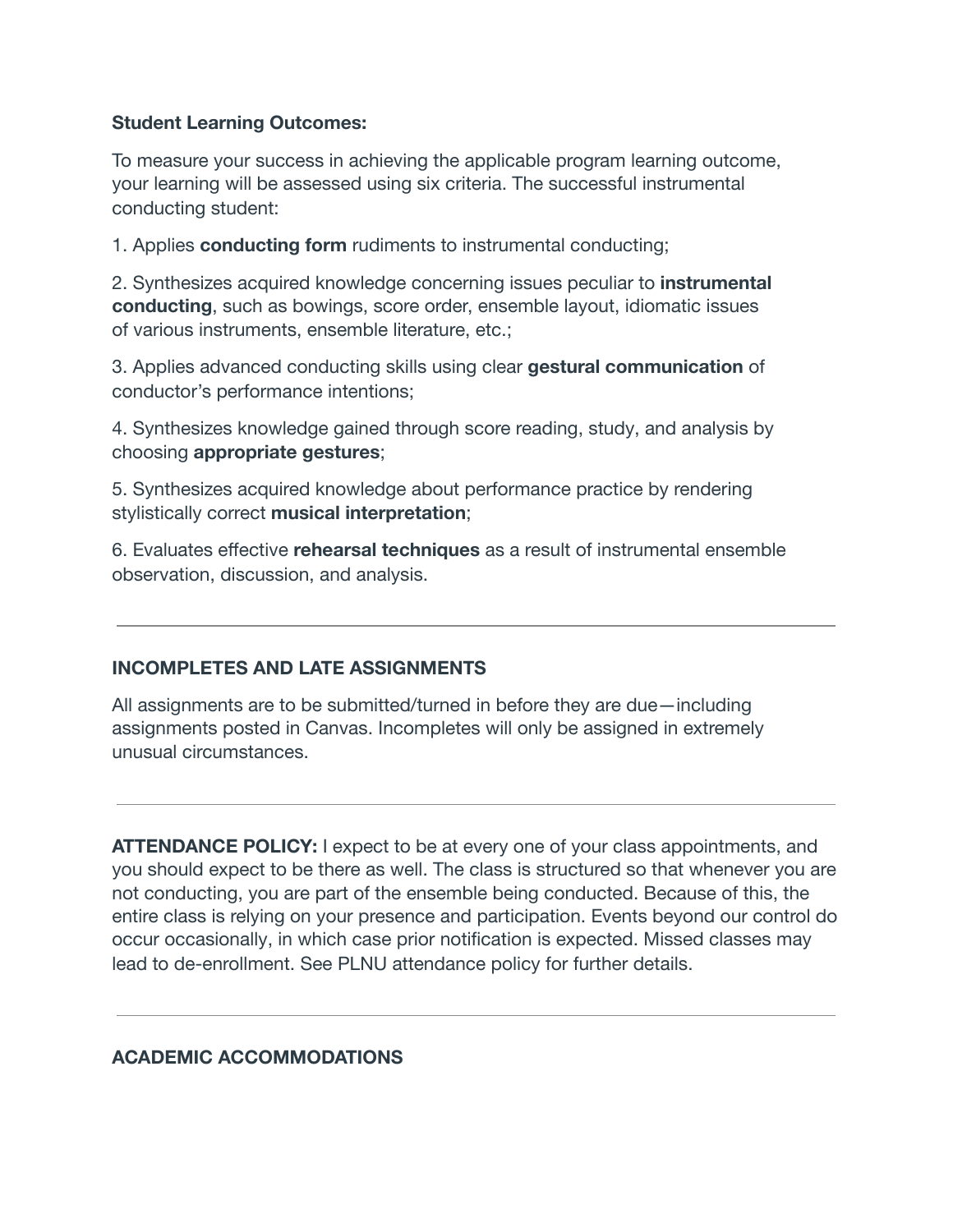**Student Learning Outcomes:**

To measure your success in achieving the applicable program learning outcome, your learning will be assessed using six criteria. The successful instrumental conducting student:

1. Applies **conducting form** rudiments to instrumental conducting;

2. Synthesizes acquired knowledge concerning issues peculiar to **instrumental conducting**, such as bowings, score order, ensemble layout, idiomatic issues of various instruments, ensemble literature, etc.;

3. Applies advanced conducting skills using clear **gestural communication** of conductor's performance intentions;

4. Synthesizes knowledge gained through score reading, study, and analysis by choosing **appropriate gestures**;

5. Synthesizes acquired knowledge about performance practice by rendering stylistically correct **musical interpretation**;

6. Evaluates effective **rehearsal techniques** as a result of instrumental ensemble observation, discussion, and analysis.

---

**INCOMPLETES AND LATE ASSIGNMENTS**

All assignments are to be submitted/turned in before they are due—including assignments posted in Canvas. Incompletes will only be assigned in extremely unusual circumstances.

---

**ATTENDANCE POLICY:** I expect to be at every one of your class appointments, and you should expect to be there as well. The class is structured so that whenever you are not conducting, you are part of the ensemble being conducted. Because of this, the entire class is relying on your presence and participation. Events beyond our control do occur occasionally, in which case prior notification is expected. Missed classes may lead to de-enrollment. See PLNU attendance policy for further details.

---

**ACADEMIC ACCOMMODATIONS**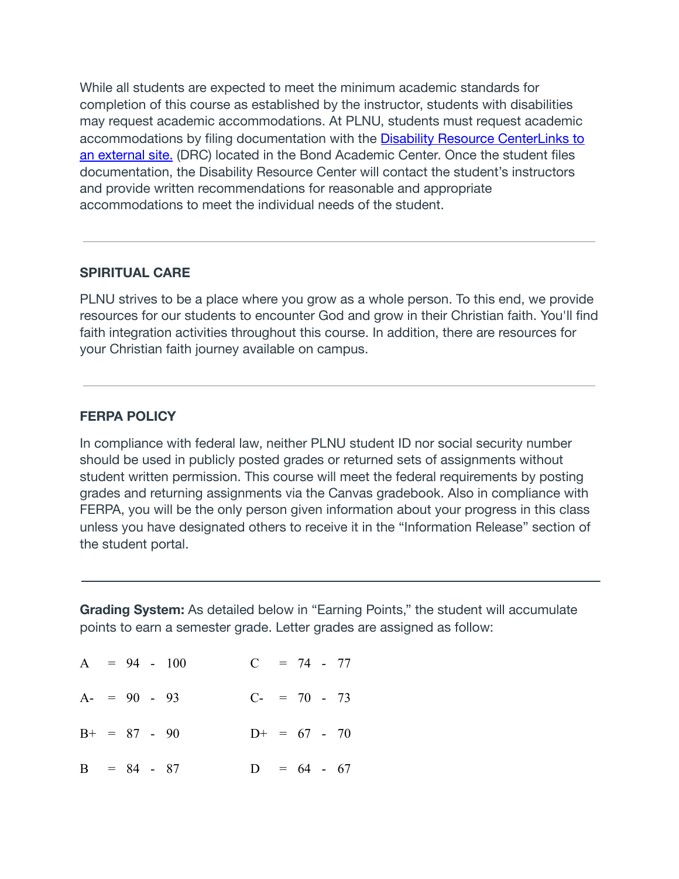While all students are expected to meet the minimum academic standards for completion of this course as established by the instructor, students with disabilities may request academic accommodations. At PLNU, students must request academic accommodations by filing documentation with the Disability Resource CenterLinks to an external site. (DRC) located in the Bond Academic Center. Once the student files documentation, the Disability Resource Center will contact the student's instructors and provide written recommendations for reasonable and appropriate accommodations to meet the individual needs of the student.

---

### SPIRITUAL CARE

PLNU strives to be a place where you grow as a whole person. To this end, we provide resources for our students to encounter God and grow in their Christian faith. You'll find faith integration activities throughout this course. In addition, there are resources for your Christian faith journey available on campus.

---

### FERPA POLICY

In compliance with federal law, neither PLNU student ID nor social security number should be used in publicly posted grades or returned sets of assignments without student written permission. This course will meet the federal requirements by posting grades and returning assignments via the Canvas gradebook. Also in compliance with FERPA, you will be the only person given information about your progress in this class unless you have designated others to receive it in the "Information Release" section of the student portal.

---

**Grading System:** As detailed below in "Earning Points," the student will accumulate points to earn a semester grade. Letter grades are assigned as follow:

| Grade | Range | Grade | Range |
|---|---|---|---|
| A | = 94 - 100 | C | = 74 - 77 |
| A- | = 90 - 93 | C- | = 70 - 73 |
| B+ | = 87 - 90 | D+ | = 67 - 70 |
| B | = 84 - 87 | D | = 64 - 67 |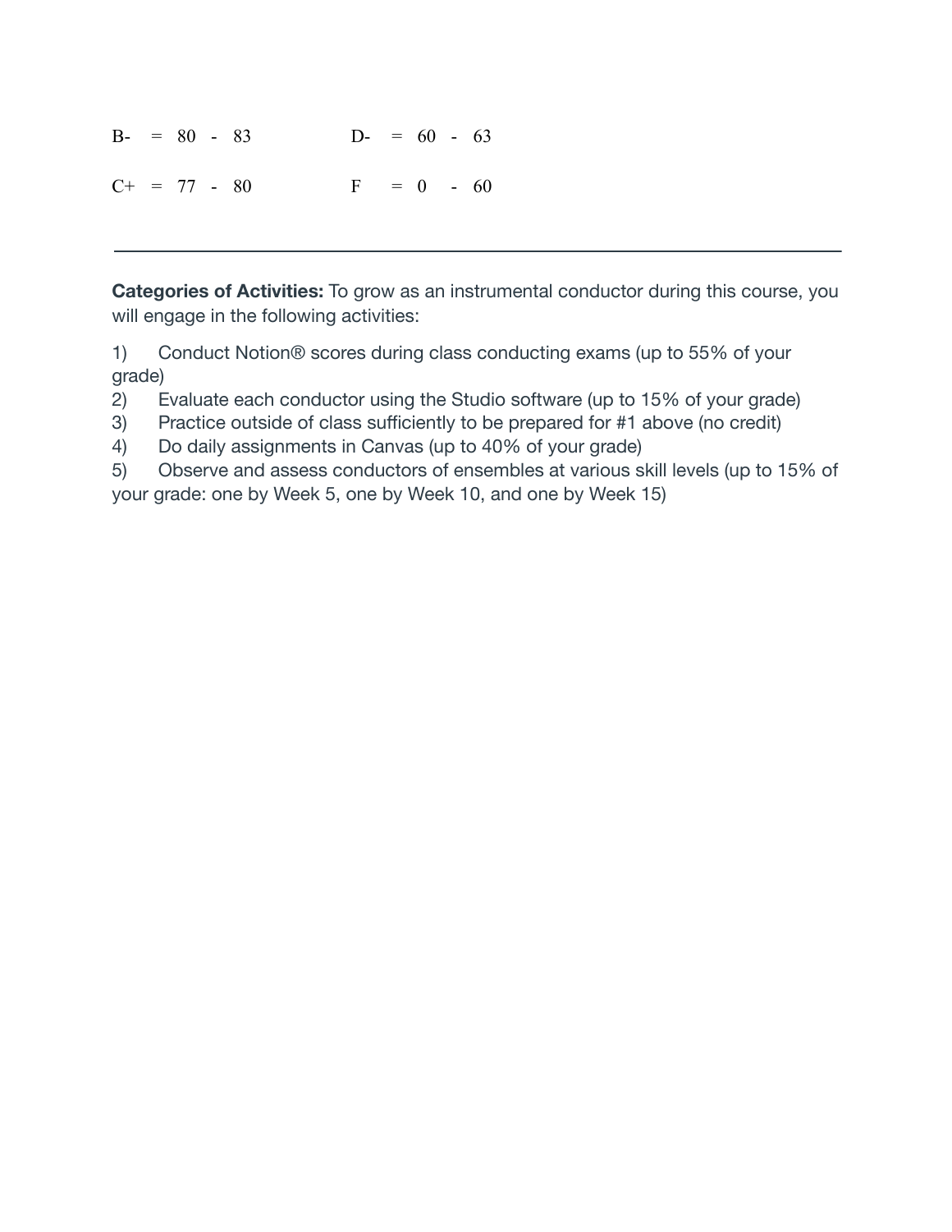| | | | | | | | | | |
|---|---|---|---|---|---|---|---|---|---|
| B- | = | 80 | - | 83 | D- | = | 60 | - | 63 |
| C+ | = | 77 | - | 80 | F | = | 0 | - | 60 |

---

**Categories of Activities:** To grow as an instrumental conductor during this course, you will engage in the following activities:

1) Conduct Notion® scores during class conducting exams (up to 55% of your grade)
2) Evaluate each conductor using the Studio software (up to 15% of your grade)
3) Practice outside of class sufficiently to be prepared for #1 above (no credit)
4) Do daily assignments in Canvas (up to 40% of your grade)
5) Observe and assess conductors of ensembles at various skill levels (up to 15% of your grade: one by Week 5, one by Week 10, and one by Week 15)